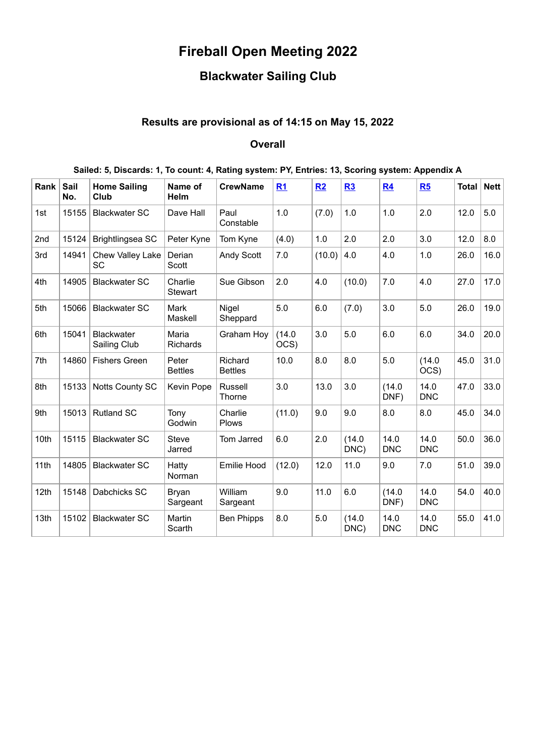# Fireball Open Meeting 2022

## Blackwater Sailing Club

### Results are provisional as of 14:15 on May 15, 2022

### Overall

**Sailed: 5, Discards: 1, To count: 4, Rating system: PY, Entries: 13, Scoring system: Appendix A**

| Rank | Sail No. | Home Sailing Club | Name of Helm | CrewName | R1 | R2 | R3 | R4 | R5 | Total | Nett |
|---|---|---|---|---|---|---|---|---|---|---|---|
| 1st | 15155 | Blackwater SC | Dave Hall | Paul Constable | 1.0 | (7.0) | 1.0 | 1.0 | 2.0 | 12.0 | 5.0 |
| 2nd | 15124 | Brightlingsea SC | Peter Kyne | Tom Kyne | (4.0) | 1.0 | 2.0 | 2.0 | 3.0 | 12.0 | 8.0 |
| 3rd | 14941 | Chew Valley Lake SC | Derian Scott | Andy Scott | 7.0 | (10.0) | 4.0 | 4.0 | 1.0 | 26.0 | 16.0 |
| 4th | 14905 | Blackwater SC | Charlie Stewart | Sue Gibson | 2.0 | 4.0 | (10.0) | 7.0 | 4.0 | 27.0 | 17.0 |
| 5th | 15066 | Blackwater SC | Mark Maskell | Nigel Sheppard | 5.0 | 6.0 | (7.0) | 3.0 | 5.0 | 26.0 | 19.0 |
| 6th | 15041 | Blackwater Sailing Club | Maria Richards | Graham Hoy | (14.0 OCS) | 3.0 | 5.0 | 6.0 | 6.0 | 34.0 | 20.0 |
| 7th | 14860 | Fishers Green | Peter Bettles | Richard Bettles | 10.0 | 8.0 | 8.0 | 5.0 | (14.0 OCS) | 45.0 | 31.0 |
| 8th | 15133 | Notts County SC | Kevin Pope | Russell Thorne | 3.0 | 13.0 | 3.0 | (14.0 DNF) | 14.0 DNC | 47.0 | 33.0 |
| 9th | 15013 | Rutland SC | Tony Godwin | Charlie Plows | (11.0) | 9.0 | 9.0 | 8.0 | 8.0 | 45.0 | 34.0 |
| 10th | 15115 | Blackwater SC | Steve Jarred | Tom Jarred | 6.0 | 2.0 | (14.0 DNC) | 14.0 DNC | 14.0 DNC | 50.0 | 36.0 |
| 11th | 14805 | Blackwater SC | Hatty Norman | Emilie Hood | (12.0) | 12.0 | 11.0 | 9.0 | 7.0 | 51.0 | 39.0 |
| 12th | 15148 | Dabchicks SC | Bryan Sargeant | William Sargeant | 9.0 | 11.0 | 6.0 | (14.0 DNF) | 14.0 DNC | 54.0 | 40.0 |
| 13th | 15102 | Blackwater SC | Martin Scarth | Ben Phipps | 8.0 | 5.0 | (14.0 DNC) | 14.0 DNC | 14.0 DNC | 55.0 | 41.0 |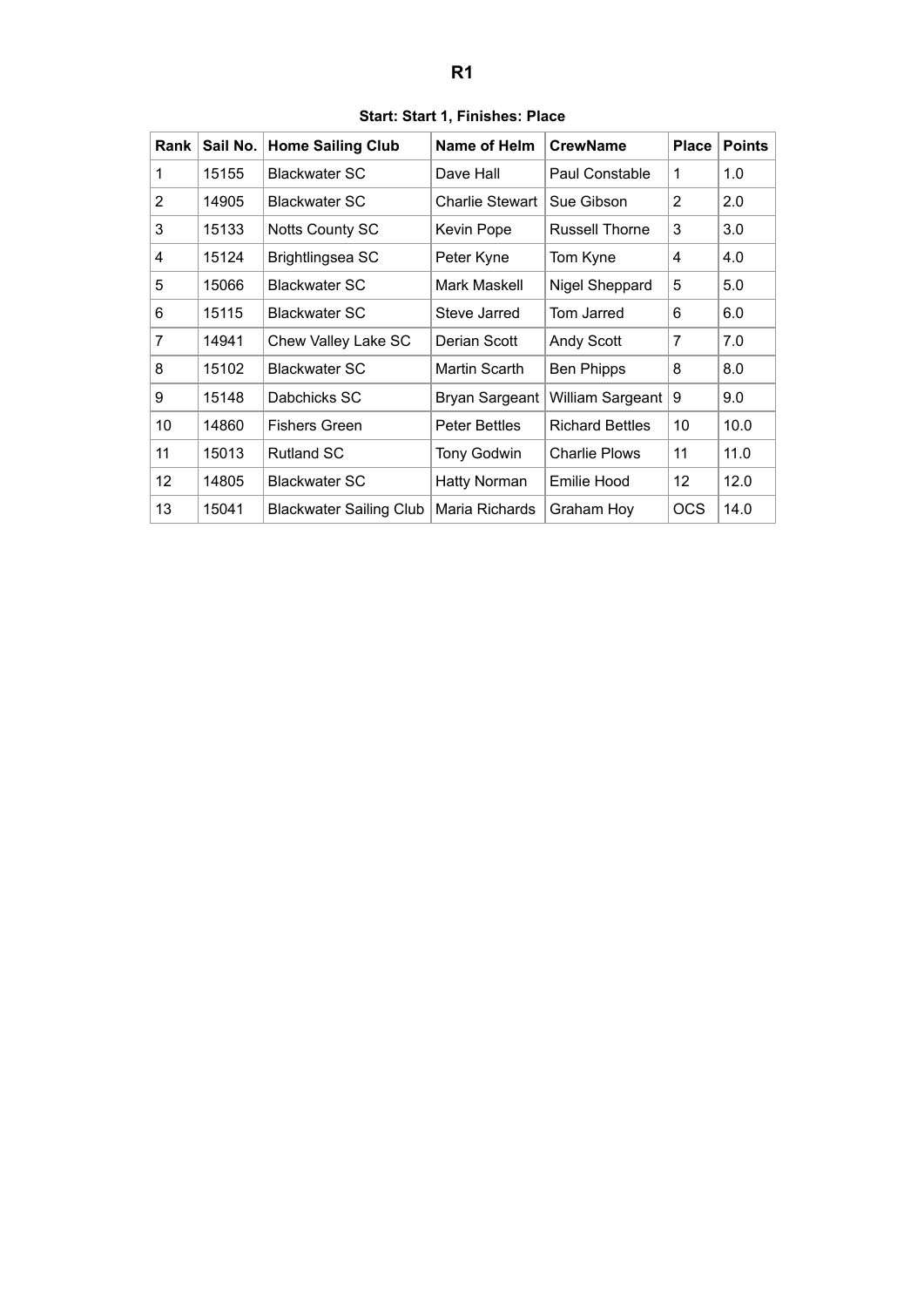# R1

**Start: Start 1, Finishes: Place**

| Rank | Sail No. | Home Sailing Club | Name of Helm | CrewName | Place | Points |
|---|---|---|---|---|---|---|
| 1 | 15155 | Blackwater SC | Dave Hall | Paul Constable | 1 | 1.0 |
| 2 | 14905 | Blackwater SC | Charlie Stewart | Sue Gibson | 2 | 2.0 |
| 3 | 15133 | Notts County SC | Kevin Pope | Russell Thorne | 3 | 3.0 |
| 4 | 15124 | Brightlingsea SC | Peter Kyne | Tom Kyne | 4 | 4.0 |
| 5 | 15066 | Blackwater SC | Mark Maskell | Nigel Sheppard | 5 | 5.0 |
| 6 | 15115 | Blackwater SC | Steve Jarred | Tom Jarred | 6 | 6.0 |
| 7 | 14941 | Chew Valley Lake SC | Derian Scott | Andy Scott | 7 | 7.0 |
| 8 | 15102 | Blackwater SC | Martin Scarth | Ben Phipps | 8 | 8.0 |
| 9 | 15148 | Dabchicks SC | Bryan Sargeant | William Sargeant | 9 | 9.0 |
| 10 | 14860 | Fishers Green | Peter Bettles | Richard Bettles | 10 | 10.0 |
| 11 | 15013 | Rutland SC | Tony Godwin | Charlie Plows | 11 | 11.0 |
| 12 | 14805 | Blackwater SC | Hatty Norman | Emilie Hood | 12 | 12.0 |
| 13 | 15041 | Blackwater Sailing Club | Maria Richards | Graham Hoy | OCS | 14.0 |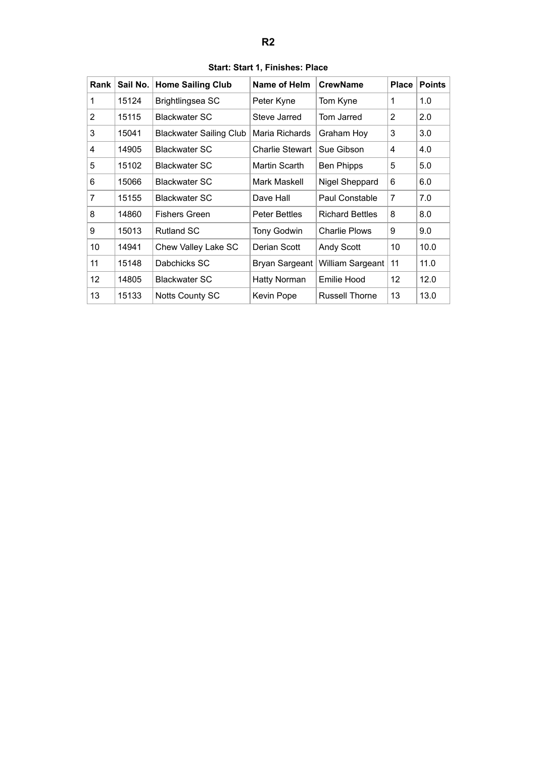# R2

**Start: Start 1, Finishes: Place**

| Rank | Sail No. | Home Sailing Club | Name of Helm | CrewName | Place | Points |
|---|---|---|---|---|---|---|
| 1 | 15124 | Brightlingsea SC | Peter Kyne | Tom Kyne | 1 | 1.0 |
| 2 | 15115 | Blackwater SC | Steve Jarred | Tom Jarred | 2 | 2.0 |
| 3 | 15041 | Blackwater Sailing Club | Maria Richards | Graham Hoy | 3 | 3.0 |
| 4 | 14905 | Blackwater SC | Charlie Stewart | Sue Gibson | 4 | 4.0 |
| 5 | 15102 | Blackwater SC | Martin Scarth | Ben Phipps | 5 | 5.0 |
| 6 | 15066 | Blackwater SC | Mark Maskell | Nigel Sheppard | 6 | 6.0 |
| 7 | 15155 | Blackwater SC | Dave Hall | Paul Constable | 7 | 7.0 |
| 8 | 14860 | Fishers Green | Peter Bettles | Richard Bettles | 8 | 8.0 |
| 9 | 15013 | Rutland SC | Tony Godwin | Charlie Plows | 9 | 9.0 |
| 10 | 14941 | Chew Valley Lake SC | Derian Scott | Andy Scott | 10 | 10.0 |
| 11 | 15148 | Dabchicks SC | Bryan Sargeant | William Sargeant | 11 | 11.0 |
| 12 | 14805 | Blackwater SC | Hatty Norman | Emilie Hood | 12 | 12.0 |
| 13 | 15133 | Notts County SC | Kevin Pope | Russell Thorne | 13 | 13.0 |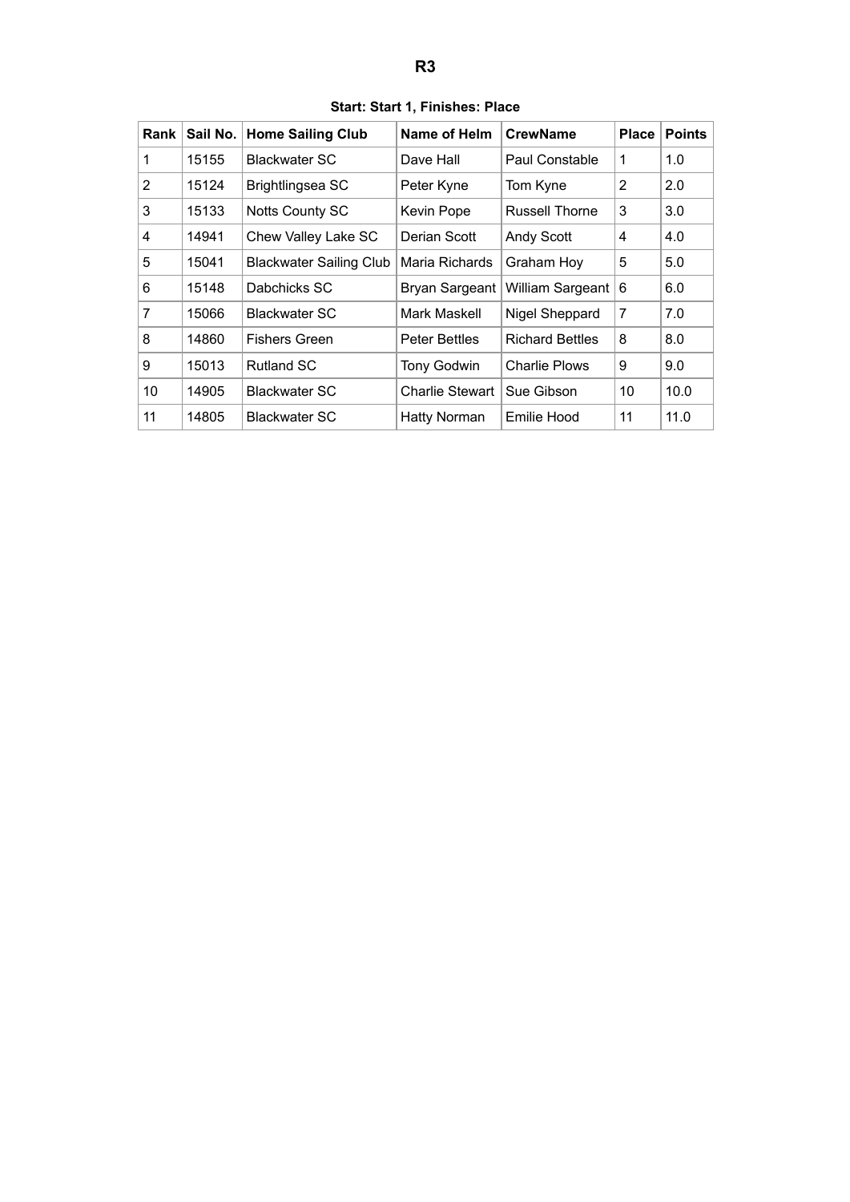# R3

**Start: Start 1, Finishes: Place**

| Rank | Sail No. | Home Sailing Club | Name of Helm | CrewName | Place | Points |
|---|---|---|---|---|---|---|
| 1 | 15155 | Blackwater SC | Dave Hall | Paul Constable | 1 | 1.0 |
| 2 | 15124 | Brightlingsea SC | Peter Kyne | Tom Kyne | 2 | 2.0 |
| 3 | 15133 | Notts County SC | Kevin Pope | Russell Thorne | 3 | 3.0 |
| 4 | 14941 | Chew Valley Lake SC | Derian Scott | Andy Scott | 4 | 4.0 |
| 5 | 15041 | Blackwater Sailing Club | Maria Richards | Graham Hoy | 5 | 5.0 |
| 6 | 15148 | Dabchicks SC | Bryan Sargeant | William Sargeant | 6 | 6.0 |
| 7 | 15066 | Blackwater SC | Mark Maskell | Nigel Sheppard | 7 | 7.0 |
| 8 | 14860 | Fishers Green | Peter Bettles | Richard Bettles | 8 | 8.0 |
| 9 | 15013 | Rutland SC | Tony Godwin | Charlie Plows | 9 | 9.0 |
| 10 | 14905 | Blackwater SC | Charlie Stewart | Sue Gibson | 10 | 10.0 |
| 11 | 14805 | Blackwater SC | Hatty Norman | Emilie Hood | 11 | 11.0 |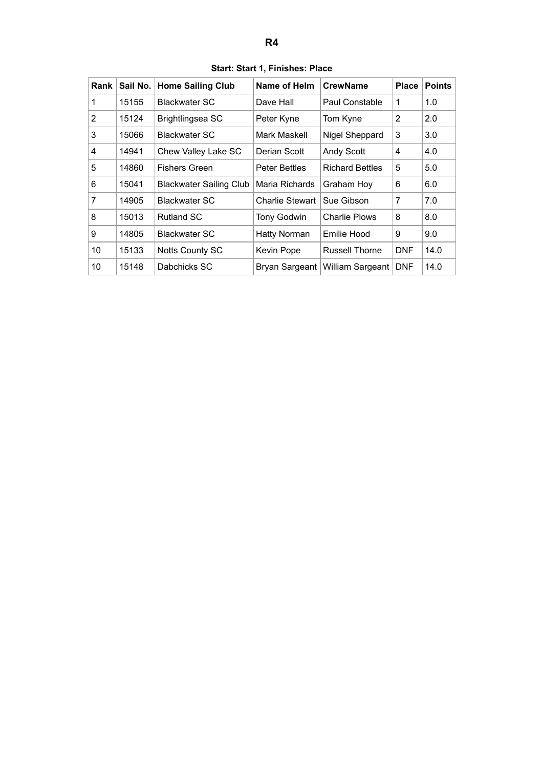# R4

**Start: Start 1, Finishes: Place**

| Rank | Sail No. | Home Sailing Club | Name of Helm | CrewName | Place | Points |
|---|---|---|---|---|---|---|
| 1 | 15155 | Blackwater SC | Dave Hall | Paul Constable | 1 | 1.0 |
| 2 | 15124 | Brightlingsea SC | Peter Kyne | Tom Kyne | 2 | 2.0 |
| 3 | 15066 | Blackwater SC | Mark Maskell | Nigel Sheppard | 3 | 3.0 |
| 4 | 14941 | Chew Valley Lake SC | Derian Scott | Andy Scott | 4 | 4.0 |
| 5 | 14860 | Fishers Green | Peter Bettles | Richard Bettles | 5 | 5.0 |
| 6 | 15041 | Blackwater Sailing Club | Maria Richards | Graham Hoy | 6 | 6.0 |
| 7 | 14905 | Blackwater SC | Charlie Stewart | Sue Gibson | 7 | 7.0 |
| 8 | 15013 | Rutland SC | Tony Godwin | Charlie Plows | 8 | 8.0 |
| 9 | 14805 | Blackwater SC | Hatty Norman | Emilie Hood | 9 | 9.0 |
| 10 | 15133 | Notts County SC | Kevin Pope | Russell Thorne | DNF | 14.0 |
| 10 | 15148 | Dabchicks SC | Bryan Sargeant | William Sargeant | DNF | 14.0 |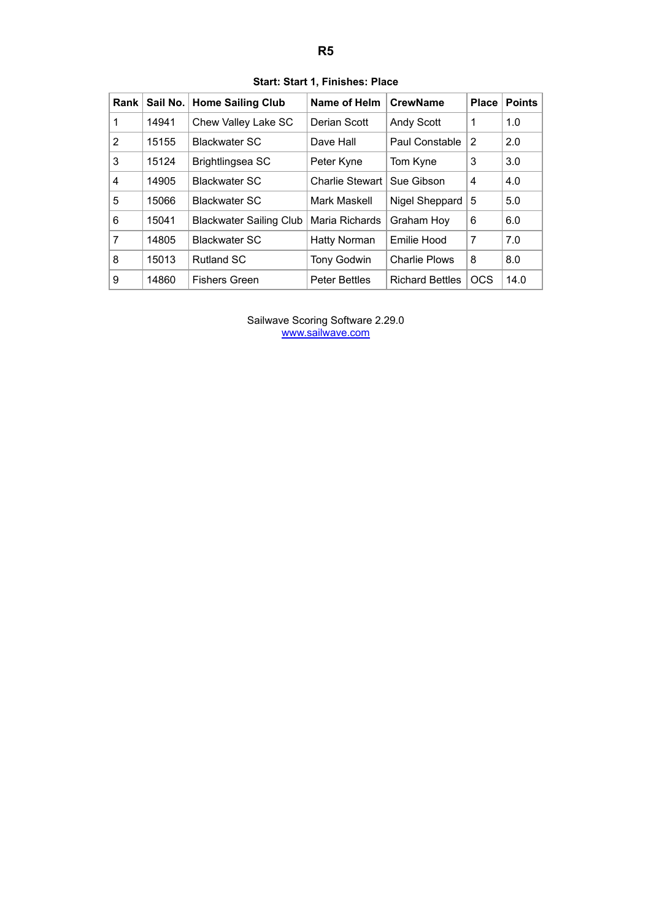# R5

**Start: Start 1, Finishes: Place**

| Rank | Sail No. | Home Sailing Club | Name of Helm | CrewName | Place | Points |
|---|---|---|---|---|---|---|
| 1 | 14941 | Chew Valley Lake SC | Derian Scott | Andy Scott | 1 | 1.0 |
| 2 | 15155 | Blackwater SC | Dave Hall | Paul Constable | 2 | 2.0 |
| 3 | 15124 | Brightlingsea SC | Peter Kyne | Tom Kyne | 3 | 3.0 |
| 4 | 14905 | Blackwater SC | Charlie Stewart | Sue Gibson | 4 | 4.0 |
| 5 | 15066 | Blackwater SC | Mark Maskell | Nigel Sheppard | 5 | 5.0 |
| 6 | 15041 | Blackwater Sailing Club | Maria Richards | Graham Hoy | 6 | 6.0 |
| 7 | 14805 | Blackwater SC | Hatty Norman | Emilie Hood | 7 | 7.0 |
| 8 | 15013 | Rutland SC | Tony Godwin | Charlie Plows | 8 | 8.0 |
| 9 | 14860 | Fishers Green | Peter Bettles | Richard Bettles | OCS | 14.0 |

Sailwave Scoring Software 2.29.0
[www.sailwave.com](http://www.sailwave.com)